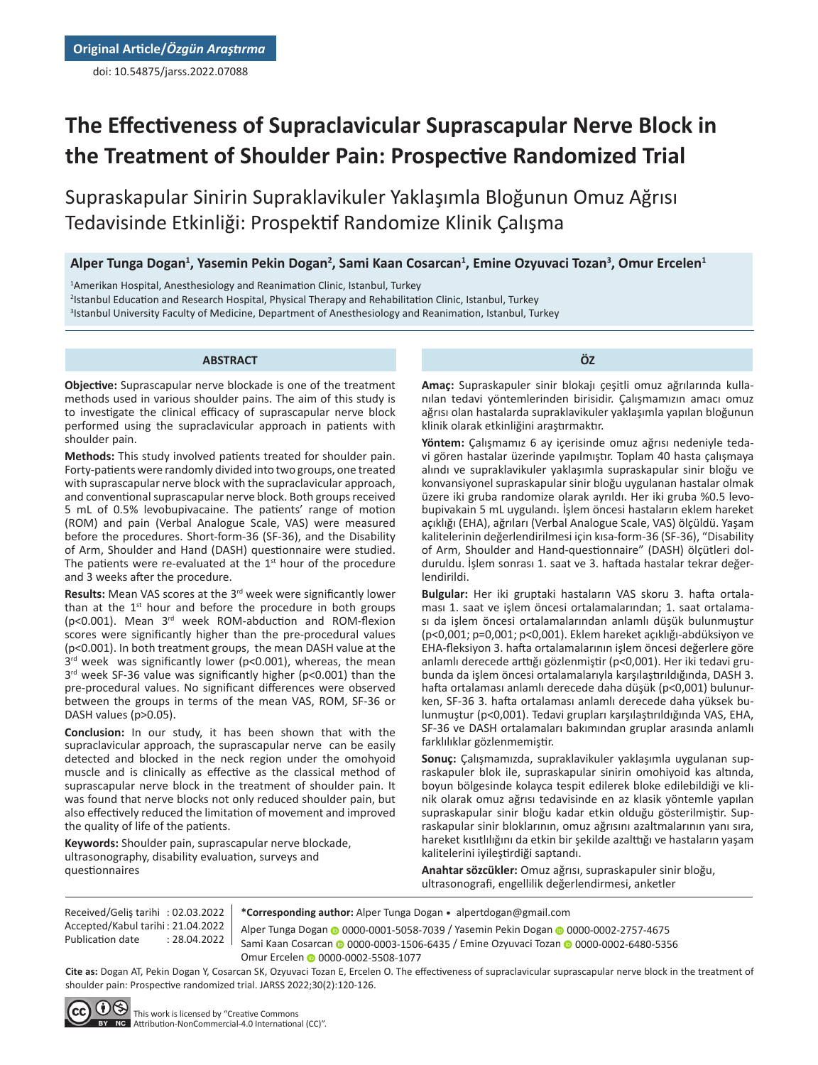Original Article/*Özgün Araştırma*

doi: 10.54875/jarss.2022.07088

# The Effectiveness of Supraclavicular Suprascapular Nerve Block in the Treatment of Shoulder Pain: Prospective Randomized Trial

## Supraskapular Sinirin Supraklavikuler Yaklaşımla Bloğunun Omuz Ağrısı Tedavisinde Etkinliği: Prospektif Randomize Klinik Çalışma

**Alper Tunga Dogan[1], Yasemin Pekin Dogan[2], Sami Kaan Cosarcan[1], Emine Ozyuvaci Tozan[3], Omur Ercelen[1]**

[1]Amerikan Hospital, Anesthesiology and Reanimation Clinic, Istanbul, Turkey
[2]Istanbul Education and Research Hospital, Physical Therapy and Rehabilitation Clinic, Istanbul, Turkey
[3]Istanbul University Faculty of Medicine, Department of Anesthesiology and Reanimation, Istanbul, Turkey

### ABSTRACT

**Objective:** Suprascapular nerve blockade is one of the treatment methods used in various shoulder pains. The aim of this study is to investigate the clinical efficacy of suprascapular nerve block performed using the supraclavicular approach in patients with shoulder pain.

**Methods:** This study involved patients treated for shoulder pain. Forty-patients were randomly divided into two groups, one treated with suprascapular nerve block with the supraclavicular approach, and conventional suprascapular nerve block. Both groups received 5 mL of 0.5% levobupivacaine. The patients' range of motion (ROM) and pain (Verbal Analogue Scale, VAS) were measured before the procedures. Short-form-36 (SF-36), and the Disability of Arm, Shoulder and Hand (DASH) questionnaire were studied. The patients were re-evaluated at the 1st hour of the procedure and 3 weeks after the procedure.

**Results:** Mean VAS scores at the 3rd week were significantly lower than at the 1st hour and before the procedure in both groups ($p<0.001$). Mean 3rd week ROM-abduction and ROM-flexion scores were significantly higher than the pre-procedural values ($p<0.001$). In both treatment groups, the mean DASH value at the 3rd week was significantly lower ($p<0.001$), whereas, the mean 3rd week SF-36 value was significantly higher ($p<0.001$) than the pre-procedural values. No significant differences were observed between the groups in terms of the mean VAS, ROM, SF-36 or DASH values ($p>0.05$).

**Conclusion:** In our study, it has been shown that with the supraclavicular approach, the suprascapular nerve can be easily detected and blocked in the neck region under the omohyoid muscle and is clinically as effective as the classical method of suprascapular nerve block in the treatment of shoulder pain. It was found that nerve blocks not only reduced shoulder pain, but also effectively reduced the limitation of movement and improved the quality of life of the patients.

**Keywords:** Shoulder pain, suprascapular nerve blockade, ultrasonography, disability evaluation, surveys and questionnaires

### ÖZ

**Amaç:** Supraskapuler sinir blokajı çeşitli omuz ağrılarında kullanılan tedavi yöntemlerinden birisidir. Çalışmamızın amacı omuz ağrısı olan hastalarda supraklavikuler yaklaşımla yapılan bloğunun klinik olarak etkinliğini araştırmaktır.

**Yöntem:** Çalışmamız 6 ay içerisinde omuz ağrısı nedeniyle tedavi gören hastalar üzerinde yapılmıştır. Toplam 40 hasta çalışmaya alındı ve supraklavikuler yaklaşımla supraskapular sinir bloğu ve konvansiyonel supraskapular sinir bloğu uygulanan hastalar olmak üzere iki gruba randomize olarak ayrıldı. Her iki gruba %0.5 levobupivakain 5 mL uygulandı. İşlem öncesi hastaların eklem hareket açıklığı (EHA), ağrıları (Verbal Analogue Scale, VAS) ölçüldü. Yaşam kalitelerinin değerlendirilmesi için kısa-form-36 (SF-36), "Disability of Arm, Shoulder and Hand-questionnaire" (DASH) ölçütleri dolduruldu. İşlem sonrası 1. saat ve 3. haftada hastalar tekrar değerlendirildi.

**Bulgular:** Her iki gruptaki hastaların VAS skoru 3. hafta ortalaması 1. saat ve işlem öncesi ortalamalarından; 1. saat ortalaması da işlem öncesi ortalamalarından anlamlı düşük bulunmuştur ($p<0,001$; $p=0,001$; $p<0,001$). Eklem hareket açıklığı-abdüksiyon ve EHA-fleksiyon 3. hafta ortalamalarının işlem öncesi değerlere göre anlamlı derecede arttığı gözlenmiştir ($p<0,001$). Her iki tedavi grubunda da işlem öncesi ortalamalarıyla karşılaştırıldığında, DASH 3. hafta ortalaması anlamlı derecede daha düşük ($p<0,001$) bulunurken, SF-36 3. hafta ortalaması anlamlı derecede daha yüksek bulunmuştur ($p<0,001$). Tedavi grupları karşılaştırıldığında VAS, EHA, SF-36 ve DASH ortalamaları bakımından gruplar arasında anlamlı farklılıklar gözlenmemiştir.

**Sonuç:** Çalışmamızda, supraklavikuler yaklaşımla uygulanan supraskapuler blok ile, supraskapular sinirin omohiyoid kas altında, boyun bölgesinde kolayca tespit edilerek bloke edilebildiği ve klinik olarak omuz ağrısı tedavisinde en az klasik yöntemle yapılan supraskapular sinir bloğu kadar etkin olduğu gösterilmiştir. Supraskapular sinir bloklarının, omuz ağrısını azaltmalarının yanı sıra, hareket kısıtlılığını da etkin bir şekilde azalttığı ve hastaların yaşam kalitelerini iyileştirdiği saptandı.

**Anahtar sözcükler:** Omuz ağrısı, supraskapuler sinir bloğu, ultrasonografi, engellilik değerlendirmesi, anketler

Received/Geliş tarihi : 02.03.2022
Accepted/Kabul tarihi : 21.04.2022
Publication date : 28.04.2022

**\*Corresponding author:** Alper Tunga Dogan • alpertdogan@gmail.com

Alper Tunga Dogan 0000-0001-5058-7039 / Yasemin Pekin Dogan 0000-0002-2757-4675
Sami Kaan Cosarcan 0000-0003-1506-6435 / Emine Ozyuvaci Tozan 0000-0002-6480-5356
Omur Ercelen 0000-0002-5508-1077

**Cite as:** Dogan AT, Pekin Dogan Y, Cosarcan SK, Ozyuvaci Tozan E, Ercelen O. The effectiveness of supraclavicular suprascapular nerve block in the treatment of shoulder pain: Prospective randomized trial. JARSS 2022;30(2):120-126.

This work is licensed by "Creative Commons Attribution-NonCommercial-4.0 International (CC)".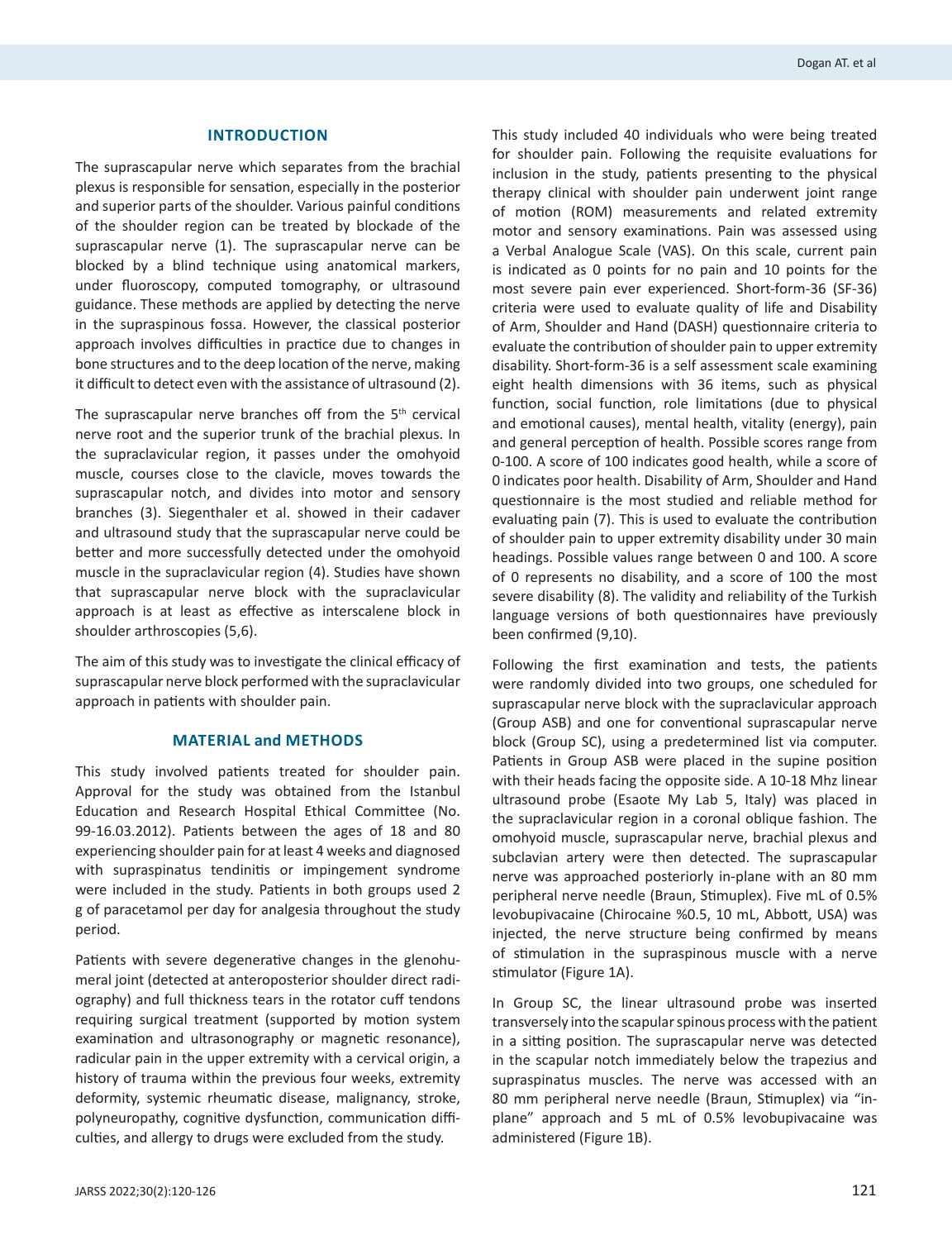## INTRODUCTION

The suprascapular nerve which separates from the brachial plexus is responsible for sensation, especially in the posterior and superior parts of the shoulder. Various painful conditions of the shoulder region can be treated by blockade of the suprascapular nerve (1). The suprascapular nerve can be blocked by a blind technique using anatomical markers, under fluoroscopy, computed tomography, or ultrasound guidance. These methods are applied by detecting the nerve in the supraspinous fossa. However, the classical posterior approach involves difficulties in practice due to changes in bone structures and to the deep location of the nerve, making it difficult to detect even with the assistance of ultrasound (2).

The suprascapular nerve branches off from the 5[th] cervical nerve root and the superior trunk of the brachial plexus. In the supraclavicular region, it passes under the omohyoid muscle, courses close to the clavicle, moves towards the suprascapular notch, and divides into motor and sensory branches (3). Siegenthaler et al. showed in their cadaver and ultrasound study that the suprascapular nerve could be better and more successfully detected under the omohyoid muscle in the supraclavicular region (4). Studies have shown that suprascapular nerve block with the supraclavicular approach is at least as effective as interscalene block in shoulder arthroscopies (5,6).

The aim of this study was to investigate the clinical efficacy of suprascapular nerve block performed with the supraclavicular approach in patients with shoulder pain.

## MATERIAL and METHODS

This study involved patients treated for shoulder pain. Approval for the study was obtained from the Istanbul Education and Research Hospital Ethical Committee (No. 99-16.03.2012). Patients between the ages of 18 and 80 experiencing shoulder pain for at least 4 weeks and diagnosed with supraspinatus tendinitis or impingement syndrome were included in the study. Patients in both groups used 2 g of paracetamol per day for analgesia throughout the study period.

Patients with severe degenerative changes in the glenohumeral joint (detected at anteroposterior shoulder direct radiography) and full thickness tears in the rotator cuff tendons requiring surgical treatment (supported by motion system examination and ultrasonography or magnetic resonance), radicular pain in the upper extremity with a cervical origin, a history of trauma within the previous four weeks, extremity deformity, systemic rheumatic disease, malignancy, stroke, polyneuropathy, cognitive dysfunction, communication difficulties, and allergy to drugs were excluded from the study.

This study included 40 individuals who were being treated for shoulder pain. Following the requisite evaluations for inclusion in the study, patients presenting to the physical therapy clinical with shoulder pain underwent joint range of motion (ROM) measurements and related extremity motor and sensory examinations. Pain was assessed using a Verbal Analogue Scale (VAS). On this scale, current pain is indicated as 0 points for no pain and 10 points for the most severe pain ever experienced. Short-form-36 (SF-36) criteria were used to evaluate quality of life and Disability of Arm, Shoulder and Hand (DASH) questionnaire criteria to evaluate the contribution of shoulder pain to upper extremity disability. Short-form-36 is a self assessment scale examining eight health dimensions with 36 items, such as physical function, social function, role limitations (due to physical and emotional causes), mental health, vitality (energy), pain and general perception of health. Possible scores range from 0-100. A score of 100 indicates good health, while a score of 0 indicates poor health. Disability of Arm, Shoulder and Hand questionnaire is the most studied and reliable method for evaluating pain (7). This is used to evaluate the contribution of shoulder pain to upper extremity disability under 30 main headings. Possible values range between 0 and 100. A score of 0 represents no disability, and a score of 100 the most severe disability (8). The validity and reliability of the Turkish language versions of both questionnaires have previously been confirmed (9,10).

Following the first examination and tests, the patients were randomly divided into two groups, one scheduled for suprascapular nerve block with the supraclavicular approach (Group ASB) and one for conventional suprascapular nerve block (Group SC), using a predetermined list via computer. Patients in Group ASB were placed in the supine position with their heads facing the opposite side. A 10-18 Mhz linear ultrasound probe (Esaote My Lab 5, Italy) was placed in the supraclavicular region in a coronal oblique fashion. The omohyoid muscle, suprascapular nerve, brachial plexus and subclavian artery were then detected. The suprascapular nerve was approached posteriorly in-plane with an 80 mm peripheral nerve needle (Braun, Stimuplex). Five mL of 0.5% levobupivacaine (Chirocaine %0.5, 10 mL, Abbott, USA) was injected, the nerve structure being confirmed by means of stimulation in the supraspinous muscle with a nerve stimulator (Figure 1A).

In Group SC, the linear ultrasound probe was inserted transversely into the scapular spinous process with the patient in a sitting position. The suprascapular nerve was detected in the scapular notch immediately below the trapezius and supraspinatus muscles. The nerve was accessed with an 80 mm peripheral nerve needle (Braun, Stimuplex) via "in-plane" approach and 5 mL of 0.5% levobupivacaine was administered (Figure 1B).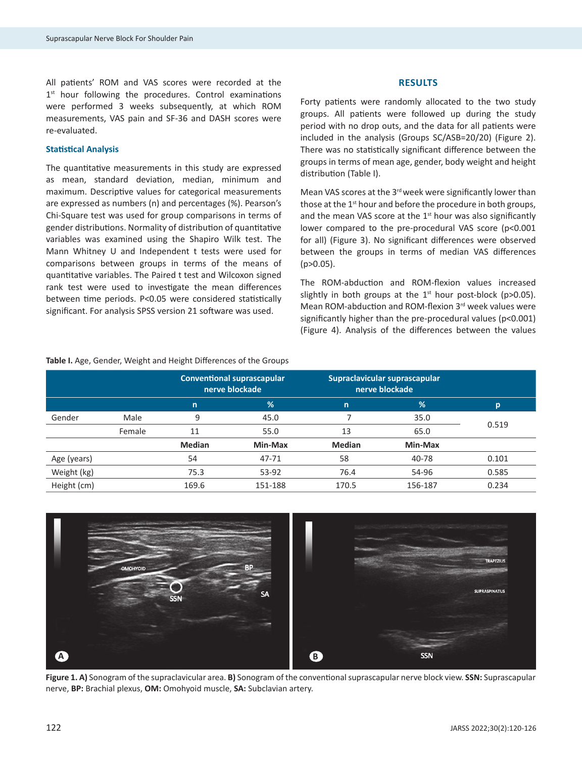All patients' ROM and VAS scores were recorded at the 1st hour following the procedures. Control examinations were performed 3 weeks subsequently, at which ROM measurements, VAS pain and SF-36 and DASH scores were re-evaluated.

### Statistical Analysis

The quantitative measurements in this study are expressed as mean, standard deviation, median, minimum and maximum. Descriptive values for categorical measurements are expressed as numbers (n) and percentages (%). Pearson's Chi-Square test was used for group comparisons in terms of gender distributions. Normality of distribution of quantitative variables was examined using the Shapiro Wilk test. The Mann Whitney U and Independent t tests were used for comparisons between groups in terms of the means of quantitative variables. The Paired t test and Wilcoxon signed rank test were used to investigate the mean differences between time periods. P<0.05 were considered statistically significant. For analysis SPSS version 21 software was used.

## RESULTS

Forty patients were randomly allocated to the two study groups. All patients were followed up during the study period with no drop outs, and the data for all patients were included in the analysis (Groups SC/ASB=20/20) (Figure 2). There was no statistically significant difference between the groups in terms of mean age, gender, body weight and height distribution (Table I).

Mean VAS scores at the 3rd week were significantly lower than those at the 1st hour and before the procedure in both groups, and the mean VAS score at the 1st hour was also significantly lower compared to the pre-procedural VAS score (p<0.001 for all) (Figure 3). No significant differences were observed between the groups in terms of median VAS differences (p>0.05).

The ROM-abduction and ROM-flexion values increased slightly in both groups at the 1st hour post-block (p>0.05). Mean ROM-abduction and ROM-flexion 3rd week values were significantly higher than the pre-procedural values (p<0.001) (Figure 4). Analysis of the differences between the values

**Table I.** Age, Gender, Weight and Height Differences of the Groups

| | | Conventional suprascapular nerve blockade | | Supraclavicular suprascapular nerve blockade | | |
|---|---|---|---|---|---|---|
| | | n | % | n | % | p |
| Gender | Male | 9 | 45.0 | 7 | 35.0 | 0.519 |
| | Female | 11 | 55.0 | 13 | 65.0 | |
| | | **Median** | **Min-Max** | **Median** | **Min-Max** | |
| Age (years) | | 54 | 47-71 | 58 | 40-78 | 0.101 |
| Weight (kg) | | 75.3 | 53-92 | 76.4 | 54-96 | 0.585 |
| Height (cm) | | 169.6 | 151-188 | 170.5 | 156-187 | 0.234 |

**Figure 1. A)** Sonogram of the supraclavicular area. **B)** Sonogram of the conventional suprascapular nerve block view. **SSN:** Suprascapular nerve, **BP:** Brachial plexus, **OM:** Omohyoid muscle, **SA:** Subclavian artery.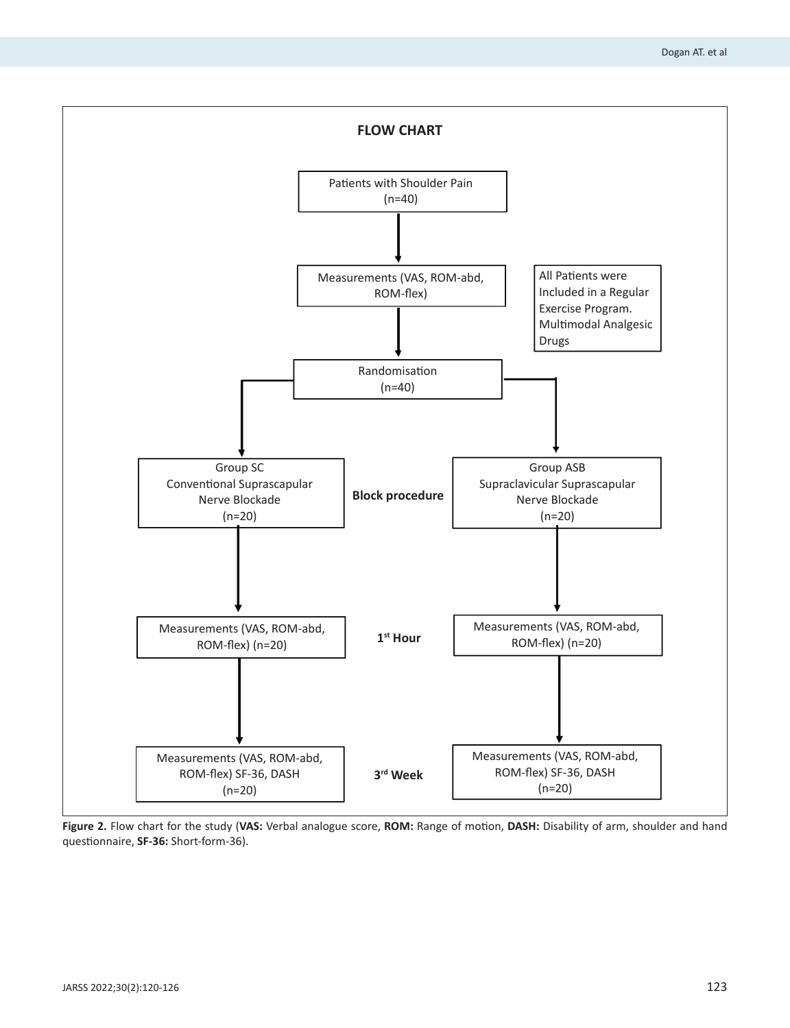**FLOW CHART**

Patients with Shoulder Pain (n=40)

Measurements (VAS, ROM-abd, ROM-flex)

All Patients were Included in a Regular Exercise Program. Multimodal Analgesic Drugs

Randomisation (n=40)

**Block procedure**

| Group SC | Group ASB |
|---|---|
| Conventional Suprascapular Nerve Blockade (n=20) | Supraclavicular Suprascapular Nerve Blockade (n=20) |

**1st Hour**

| Group SC | Group ASB |
|---|---|
| Measurements (VAS, ROM-abd, ROM-flex) (n=20) | Measurements (VAS, ROM-abd, ROM-flex) (n=20) |

**3rd Week**

| Group SC | Group ASB |
|---|---|
| Measurements (VAS, ROM-abd, ROM-flex) SF-36, DASH (n=20) | Measurements (VAS, ROM-abd, ROM-flex) SF-36, DASH (n=20) |

**Figure 2.** Flow chart for the study (**VAS:** Verbal analogue score, **ROM:** Range of motion, **DASH:** Disability of arm, shoulder and hand questionnaire, **SF-36:** Short-form-36).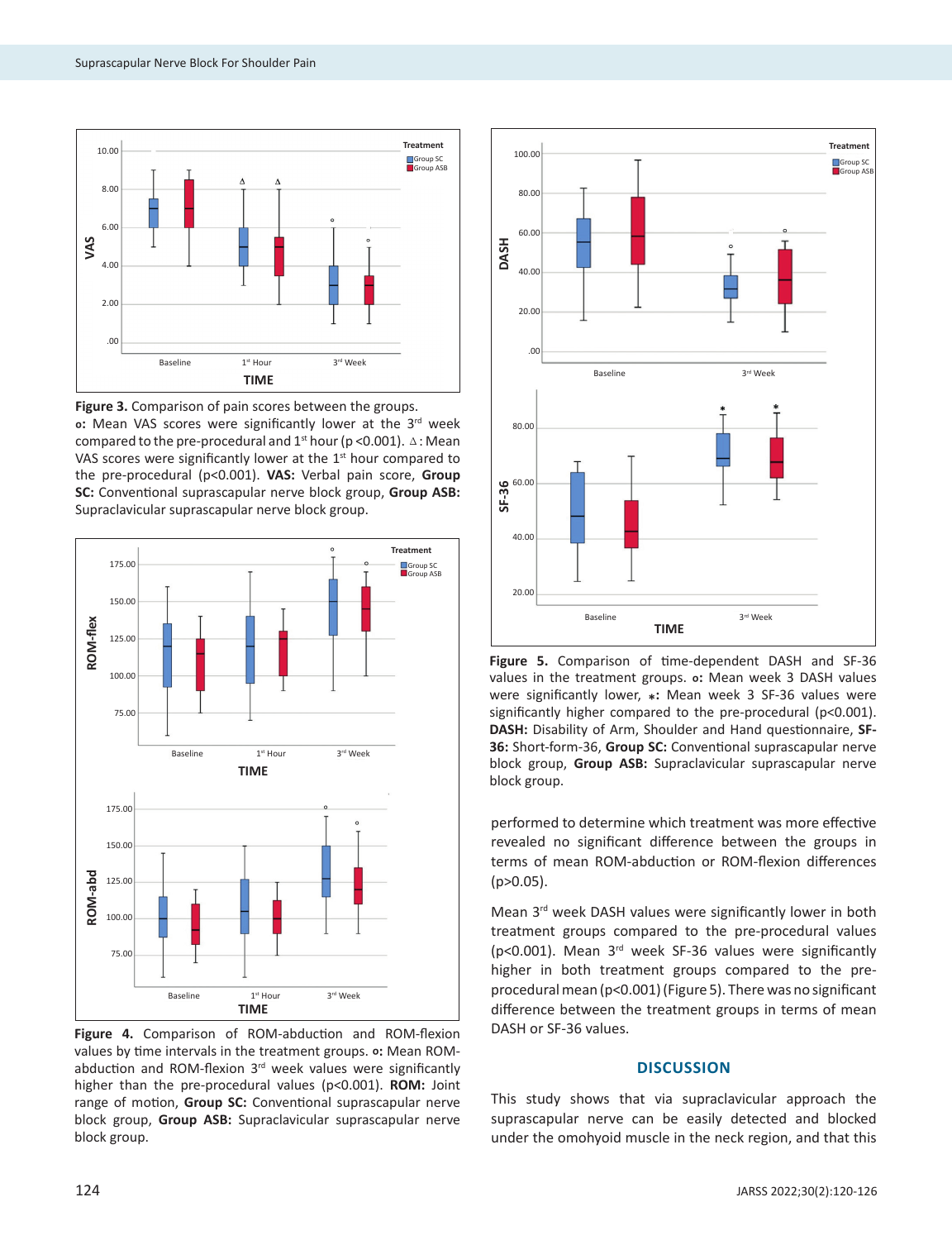**Figure 3.** Comparison of pain scores between the groups. **o:** Mean VAS scores were significantly lower at the 3rd week compared to the pre-procedural and 1st hour (p <0.001). ∆ : Mean VAS scores were significantly lower at the 1st hour compared to the pre-procedural (p<0.001). **VAS:** Verbal pain score, **Group SC:** Conventional suprascapular nerve block group, **Group ASB:** Supraclavicular suprascapular nerve block group.

**Figure 4.** Comparison of ROM-abduction and ROM-flexion values by time intervals in the treatment groups. **o:** Mean ROM-abduction and ROM-flexion 3rd week values were significantly higher than the pre-procedural values (p<0.001). **ROM:** Joint range of motion, **Group SC:** Conventional suprascapular nerve block group, **Group ASB:** Supraclavicular suprascapular nerve block group.

**Figure 5.** Comparison of time-dependent DASH and SF-36 values in the treatment groups. **o:** Mean week 3 DASH values were significantly lower, ⁎: Mean week 3 SF-36 values were significantly higher compared to the pre-procedural (p<0.001). **DASH:** Disability of Arm, Shoulder and Hand questionnaire, **SF-36:** Short-form-36, **Group SC:** Conventional suprascapular nerve block group, **Group ASB:** Supraclavicular suprascapular nerve block group.

performed to determine which treatment was more effective revealed no significant difference between the groups in terms of mean ROM-abduction or ROM-flexion differences (p>0.05).

Mean 3rd week DASH values were significantly lower in both treatment groups compared to the pre-procedural values (p<0.001). Mean 3rd week SF-36 values were significantly higher in both treatment groups compared to the pre-procedural mean (p<0.001) (Figure 5). There was no significant difference between the treatment groups in terms of mean DASH or SF-36 values.

## DISCUSSION

This study shows that via supraclavicular approach the suprascapular nerve can be easily detected and blocked under the omohyoid muscle in the neck region, and that this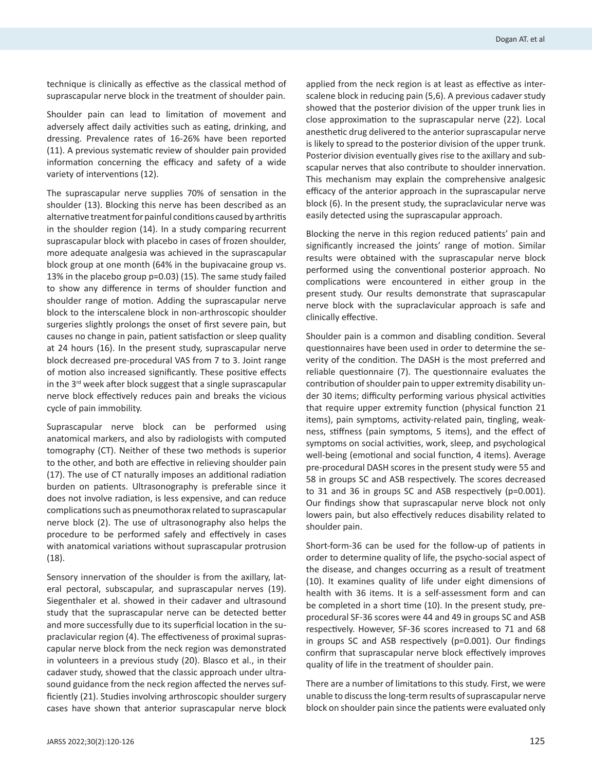technique is clinically as effective as the classical method of suprascapular nerve block in the treatment of shoulder pain.

Shoulder pain can lead to limitation of movement and adversely affect daily activities such as eating, drinking, and dressing. Prevalence rates of 16-26% have been reported (11). A previous systematic review of shoulder pain provided information concerning the efficacy and safety of a wide variety of interventions (12).

The suprascapular nerve supplies 70% of sensation in the shoulder (13). Blocking this nerve has been described as an alternative treatment for painful conditions caused by arthritis in the shoulder region (14). In a study comparing recurrent suprascapular block with placebo in cases of frozen shoulder, more adequate analgesia was achieved in the suprascapular block group at one month (64% in the bupivacaine group vs. 13% in the placebo group p=0.03) (15). The same study failed to show any difference in terms of shoulder function and shoulder range of motion. Adding the suprascapular nerve block to the interscalene block in non-arthroscopic shoulder surgeries slightly prolongs the onset of first severe pain, but causes no change in pain, patient satisfaction or sleep quality at 24 hours (16). In the present study, suprascapular nerve block decreased pre-procedural VAS from 7 to 3. Joint range of motion also increased significantly. These positive effects in the 3rd week after block suggest that a single suprascapular nerve block effectively reduces pain and breaks the vicious cycle of pain immobility.

Suprascapular nerve block can be performed using anatomical markers, and also by radiologists with computed tomography (CT). Neither of these two methods is superior to the other, and both are effective in relieving shoulder pain (17). The use of CT naturally imposes an additional radiation burden on patients. Ultrasonography is preferable since it does not involve radiation, is less expensive, and can reduce complications such as pneumothorax related to suprascapular nerve block (2). The use of ultrasonography also helps the procedure to be performed safely and effectively in cases with anatomical variations without suprascapular protrusion (18).

Sensory innervation of the shoulder is from the axillary, lateral pectoral, subscapular, and suprascapular nerves (19). Siegenthaler et al. showed in their cadaver and ultrasound study that the suprascapular nerve can be detected better and more successfully due to its superficial location in the supraclavicular region (4). The effectiveness of proximal suprascapular nerve block from the neck region was demonstrated in volunteers in a previous study (20). Blasco et al., in their cadaver study, showed that the classic approach under ultrasound guidance from the neck region affected the nerves sufficiently (21). Studies involving arthroscopic shoulder surgery cases have shown that anterior suprascapular nerve block applied from the neck region is at least as effective as interscalene block in reducing pain (5,6). A previous cadaver study showed that the posterior division of the upper trunk lies in close approximation to the suprascapular nerve (22). Local anesthetic drug delivered to the anterior suprascapular nerve is likely to spread to the posterior division of the upper trunk. Posterior division eventually gives rise to the axillary and subscapular nerves that also contribute to shoulder innervation. This mechanism may explain the comprehensive analgesic efficacy of the anterior approach in the suprascapular nerve block (6). In the present study, the supraclavicular nerve was easily detected using the suprascapular approach.

Blocking the nerve in this region reduced patients' pain and significantly increased the joints' range of motion. Similar results were obtained with the suprascapular nerve block performed using the conventional posterior approach. No complications were encountered in either group in the present study. Our results demonstrate that suprascapular nerve block with the supraclavicular approach is safe and clinically effective.

Shoulder pain is a common and disabling condition. Several questionnaires have been used in order to determine the severity of the condition. The DASH is the most preferred and reliable questionnaire (7). The questionnaire evaluates the contribution of shoulder pain to upper extremity disability under 30 items; difficulty performing various physical activities that require upper extremity function (physical function 21 items), pain symptoms, activity-related pain, tingling, weakness, stiffness (pain symptoms, 5 items), and the effect of symptoms on social activities, work, sleep, and psychological well-being (emotional and social function, 4 items). Average pre-procedural DASH scores in the present study were 55 and 58 in groups SC and ASB respectively. The scores decreased to 31 and 36 in groups SC and ASB respectively (p=0.001). Our findings show that suprascapular nerve block not only lowers pain, but also effectively reduces disability related to shoulder pain.

Short-form-36 can be used for the follow-up of patients in order to determine quality of life, the psycho-social aspect of the disease, and changes occurring as a result of treatment (10). It examines quality of life under eight dimensions of health with 36 items. It is a self-assessment form and can be completed in a short time (10). In the present study, pre-procedural SF-36 scores were 44 and 49 in groups SC and ASB respectively. However, SF-36 scores increased to 71 and 68 in groups SC and ASB respectively (p=0.001). Our findings confirm that suprascapular nerve block effectively improves quality of life in the treatment of shoulder pain.

There are a number of limitations to this study. First, we were unable to discuss the long-term results of suprascapular nerve block on shoulder pain since the patients were evaluated only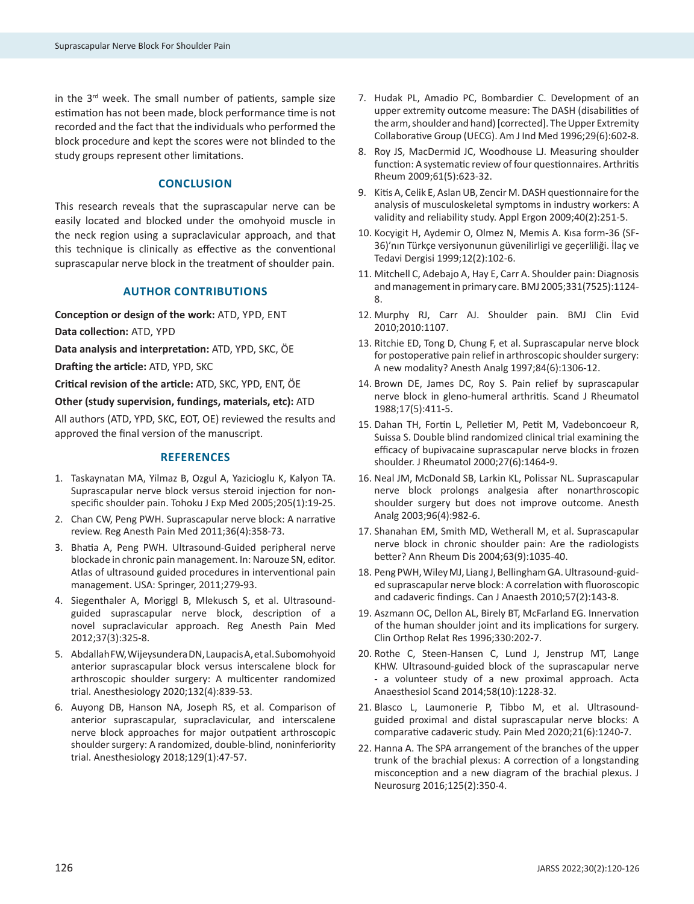in the 3rd week. The small number of patients, sample size estimation has not been made, block performance time is not recorded and the fact that the individuals who performed the block procedure and kept the scores were not blinded to the study groups represent other limitations.

## CONCLUSION

This research reveals that the suprascapular nerve can be easily located and blocked under the omohyoid muscle in the neck region using a supraclavicular approach, and that this technique is clinically as effective as the conventional suprascapular nerve block in the treatment of shoulder pain.

## AUTHOR CONTRIBUTIONS

**Conception or design of the work:** ATD, YPD, ENT

**Data collection:** ATD, YPD

**Data analysis and interpretation:** ATD, YPD, SKC, ÖE

**Drafting the article:** ATD, YPD, SKC

**Critical revision of the article:** ATD, SKC, YPD, ENT, ÖE

**Other (study supervision, fundings, materials, etc):** ATD

All authors (ATD, YPD, SKC, EOT, OE) reviewed the results and approved the final version of the manuscript.

## REFERENCES

1. Taskaynatan MA, Yilmaz B, Ozgul A, Yazicioglu K, Kalyon TA. Suprascapular nerve block versus steroid injection for non-specific shoulder pain. Tohoku J Exp Med 2005;205(1):19-25.
2. Chan CW, Peng PWH. Suprascapular nerve block: A narrative review. Reg Anesth Pain Med 2011;36(4):358-73.
3. Bhatia A, Peng PWH. Ultrasound-Guided peripheral nerve blockade in chronic pain management. In: Narouze SN, editor. Atlas of ultrasound guided procedures in interventional pain management. USA: Springer, 2011;279-93.
4. Siegenthaler A, Moriggl B, Mlekusch S, et al. Ultrasound-guided suprascapular nerve block, description of a novel supraclavicular approach. Reg Anesth Pain Med 2012;37(3):325-8.
5. Abdallah FW, Wijeysundera DN, Laupacis A, et al. Subomohyoid anterior suprascapular block versus interscalene block for arthroscopic shoulder surgery: A multicenter randomized trial. Anesthesiology 2020;132(4):839-53.
6. Auyong DB, Hanson NA, Joseph RS, et al. Comparison of anterior suprascapular, supraclavicular, and interscalene nerve block approaches for major outpatient arthroscopic shoulder surgery: A randomized, double-blind, noninferiority trial. Anesthesiology 2018;129(1):47-57.
7. Hudak PL, Amadio PC, Bombardier C. Development of an upper extremity outcome measure: The DASH (disabilities of the arm, shoulder and hand) [corrected]. The Upper Extremity Collaborative Group (UECG). Am J Ind Med 1996;29(6):602-8.
8. Roy JS, MacDermid JC, Woodhouse LJ. Measuring shoulder function: A systematic review of four questionnaires. Arthritis Rheum 2009;61(5):623-32.
9. Kitis A, Celik E, Aslan UB, Zencir M. DASH questionnaire for the analysis of musculoskeletal symptoms in industry workers: A validity and reliability study. Appl Ergon 2009;40(2):251-5.
10. Kocyigit H, Aydemir O, Olmez N, Memis A. Kısa form-36 (SF-36)'nın Türkçe versiyonunun güvenilirligi ve geçerliliği. İlaç ve Tedavi Dergisi 1999;12(2):102-6.
11. Mitchell C, Adebajo A, Hay E, Carr A. Shoulder pain: Diagnosis and management in primary care. BMJ 2005;331(7525):1124-8.
12. Murphy RJ, Carr AJ. Shoulder pain. BMJ Clin Evid 2010;2010:1107.
13. Ritchie ED, Tong D, Chung F, et al. Suprascapular nerve block for postoperative pain relief in arthroscopic shoulder surgery: A new modality? Anesth Analg 1997;84(6):1306-12.
14. Brown DE, James DC, Roy S. Pain relief by suprascapular nerve block in gleno-humeral arthritis. Scand J Rheumatol 1988;17(5):411-5.
15. Dahan TH, Fortin L, Pelletier M, Petit M, Vadeboncoeur R, Suissa S. Double blind randomized clinical trial examining the efficacy of bupivacaine suprascapular nerve blocks in frozen shoulder. J Rheumatol 2000;27(6):1464-9.
16. Neal JM, McDonald SB, Larkin KL, Polissar NL. Suprascapular nerve block prolongs analgesia after nonarthroscopic shoulder surgery but does not improve outcome. Anesth Analg 2003;96(4):982-6.
17. Shanahan EM, Smith MD, Wetherall M, et al. Suprascapular nerve block in chronic shoulder pain: Are the radiologists better? Ann Rheum Dis 2004;63(9):1035-40.
18. Peng PWH, Wiley MJ, Liang J, Bellingham GA. Ultrasound-guided suprascapular nerve block: A correlation with fluoroscopic and cadaveric findings. Can J Anaesth 2010;57(2):143-8.
19. Aszmann OC, Dellon AL, Birely BT, McFarland EG. Innervation of the human shoulder joint and its implications for surgery. Clin Orthop Relat Res 1996;330:202-7.
20. Rothe C, Steen-Hansen C, Lund J, Jenstrup MT, Lange KHW. Ultrasound-guided block of the suprascapular nerve - a volunteer study of a new proximal approach. Acta Anaesthesiol Scand 2014;58(10):1228-32.
21. Blasco L, Laumonerie P, Tibbo M, et al. Ultrasound-guided proximal and distal suprascapular nerve blocks: A comparative cadaveric study. Pain Med 2020;21(6):1240-7.
22. Hanna A. The SPA arrangement of the branches of the upper trunk of the brachial plexus: A correction of a longstanding misconception and a new diagram of the brachial plexus. J Neurosurg 2016;125(2):350-4.